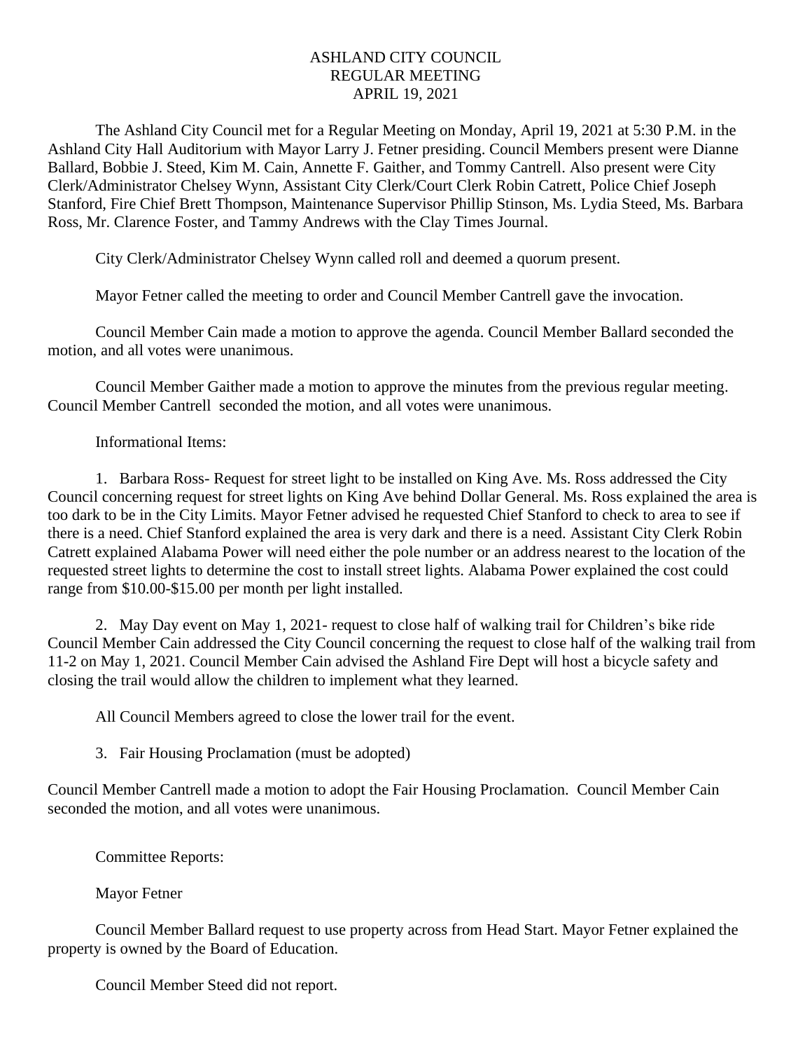# ASHLAND CITY COUNCIL
## REGULAR MEETING
## APRIL 19, 2021

The Ashland City Council met for a Regular Meeting on Monday, April 19, 2021 at 5:30 P.M. in the Ashland City Hall Auditorium with Mayor Larry J. Fetner presiding. Council Members present were Dianne Ballard, Bobbie J. Steed, Kim M. Cain, Annette F. Gaither, and Tommy Cantrell. Also present were City Clerk/Administrator Chelsey Wynn, Assistant City Clerk/Court Clerk Robin Catrett, Police Chief Joseph Stanford, Fire Chief Brett Thompson, Maintenance Supervisor Phillip Stinson, Ms. Lydia Steed, Ms. Barbara Ross, Mr. Clarence Foster, and Tammy Andrews with the Clay Times Journal.

City Clerk/Administrator Chelsey Wynn called roll and deemed a quorum present.

Mayor Fetner called the meeting to order and Council Member Cantrell gave the invocation.

Council Member Cain made a motion to approve the agenda. Council Member Ballard seconded the motion, and all votes were unanimous.

Council Member Gaither made a motion to approve the minutes from the previous regular meeting. Council Member Cantrell seconded the motion, and all votes were unanimous.

Informational Items:

1. Barbara Ross- Request for street light to be installed on King Ave. Ms. Ross addressed the City Council concerning request for street lights on King Ave behind Dollar General. Ms. Ross explained the area is too dark to be in the City Limits. Mayor Fetner advised he requested Chief Stanford to check to area to see if there is a need. Chief Stanford explained the area is very dark and there is a need. Assistant City Clerk Robin Catrett explained Alabama Power will need either the pole number or an address nearest to the location of the requested street lights to determine the cost to install street lights. Alabama Power explained the cost could range from $10.00-$15.00 per month per light installed.

2. May Day event on May 1, 2021- request to close half of walking trail for Children's bike ride Council Member Cain addressed the City Council concerning the request to close half of the walking trail from 11-2 on May 1, 2021. Council Member Cain advised the Ashland Fire Dept will host a bicycle safety and closing the trail would allow the children to implement what they learned.

All Council Members agreed to close the lower trail for the event.

3. Fair Housing Proclamation (must be adopted)

Council Member Cantrell made a motion to adopt the Fair Housing Proclamation. Council Member Cain seconded the motion, and all votes were unanimous.

Committee Reports:

Mayor Fetner

Council Member Ballard request to use property across from Head Start. Mayor Fetner explained the property is owned by the Board of Education.

Council Member Steed did not report.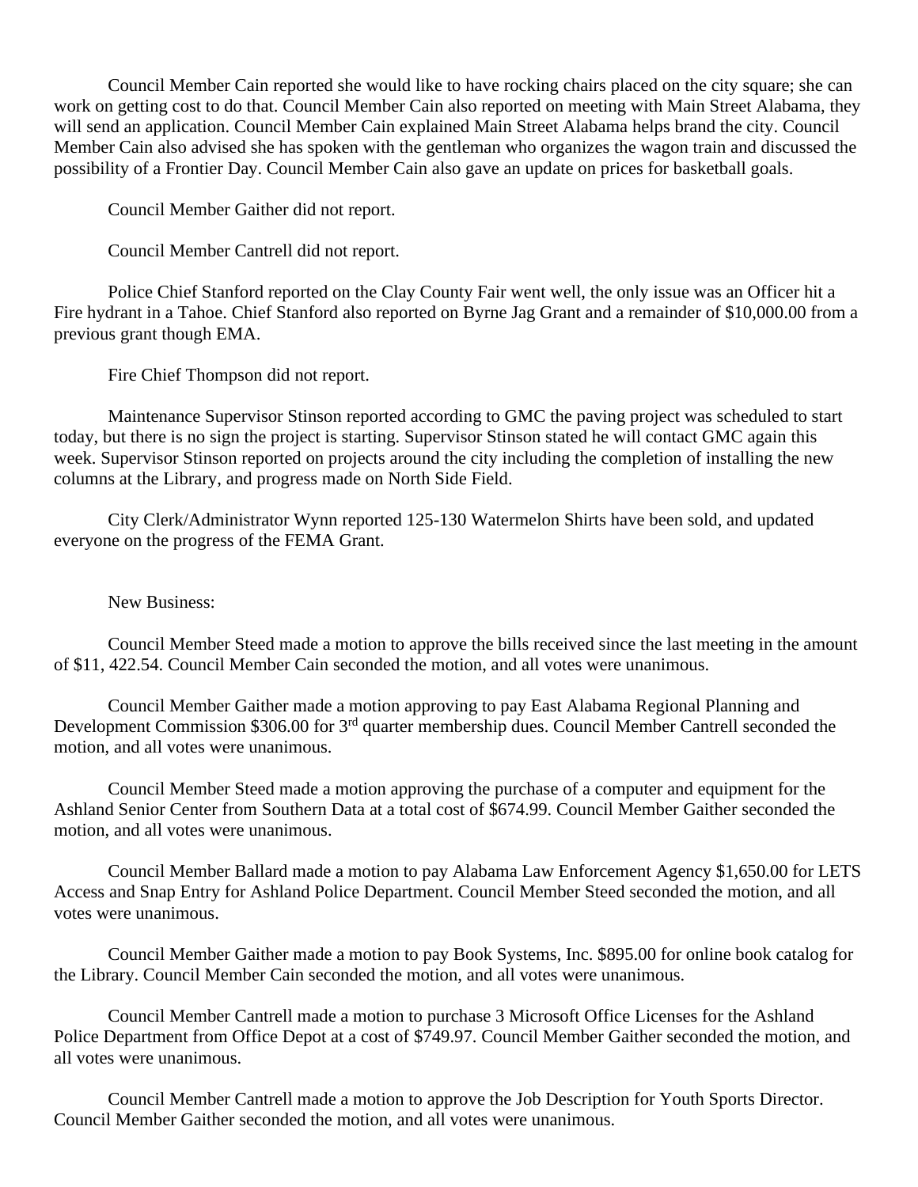Council Member Cain reported she would like to have rocking chairs placed on the city square; she can work on getting cost to do that. Council Member Cain also reported on meeting with Main Street Alabama, they will send an application. Council Member Cain explained Main Street Alabama helps brand the city. Council Member Cain also advised she has spoken with the gentleman who organizes the wagon train and discussed the possibility of a Frontier Day. Council Member Cain also gave an update on prices for basketball goals.

Council Member Gaither did not report.

Council Member Cantrell did not report.

Police Chief Stanford reported on the Clay County Fair went well, the only issue was an Officer hit a Fire hydrant in a Tahoe. Chief Stanford also reported on Byrne Jag Grant and a remainder of $10,000.00 from a previous grant though EMA.

Fire Chief Thompson did not report.

Maintenance Supervisor Stinson reported according to GMC the paving project was scheduled to start today, but there is no sign the project is starting. Supervisor Stinson stated he will contact GMC again this week. Supervisor Stinson reported on projects around the city including the completion of installing the new columns at the Library, and progress made on North Side Field.

City Clerk/Administrator Wynn reported 125-130 Watermelon Shirts have been sold, and updated everyone on the progress of the FEMA Grant.

New Business:

Council Member Steed made a motion to approve the bills received since the last meeting in the amount of $11, 422.54. Council Member Cain seconded the motion, and all votes were unanimous.

Council Member Gaither made a motion approving to pay East Alabama Regional Planning and Development Commission $306.00 for 3rd quarter membership dues. Council Member Cantrell seconded the motion, and all votes were unanimous.

Council Member Steed made a motion approving the purchase of a computer and equipment for the Ashland Senior Center from Southern Data at a total cost of $674.99. Council Member Gaither seconded the motion, and all votes were unanimous.

Council Member Ballard made a motion to pay Alabama Law Enforcement Agency $1,650.00 for LETS Access and Snap Entry for Ashland Police Department. Council Member Steed seconded the motion, and all votes were unanimous.

Council Member Gaither made a motion to pay Book Systems, Inc. $895.00 for online book catalog for the Library. Council Member Cain seconded the motion, and all votes were unanimous.

Council Member Cantrell made a motion to purchase 3 Microsoft Office Licenses for the Ashland Police Department from Office Depot at a cost of $749.97. Council Member Gaither seconded the motion, and all votes were unanimous.

Council Member Cantrell made a motion to approve the Job Description for Youth Sports Director. Council Member Gaither seconded the motion, and all votes were unanimous.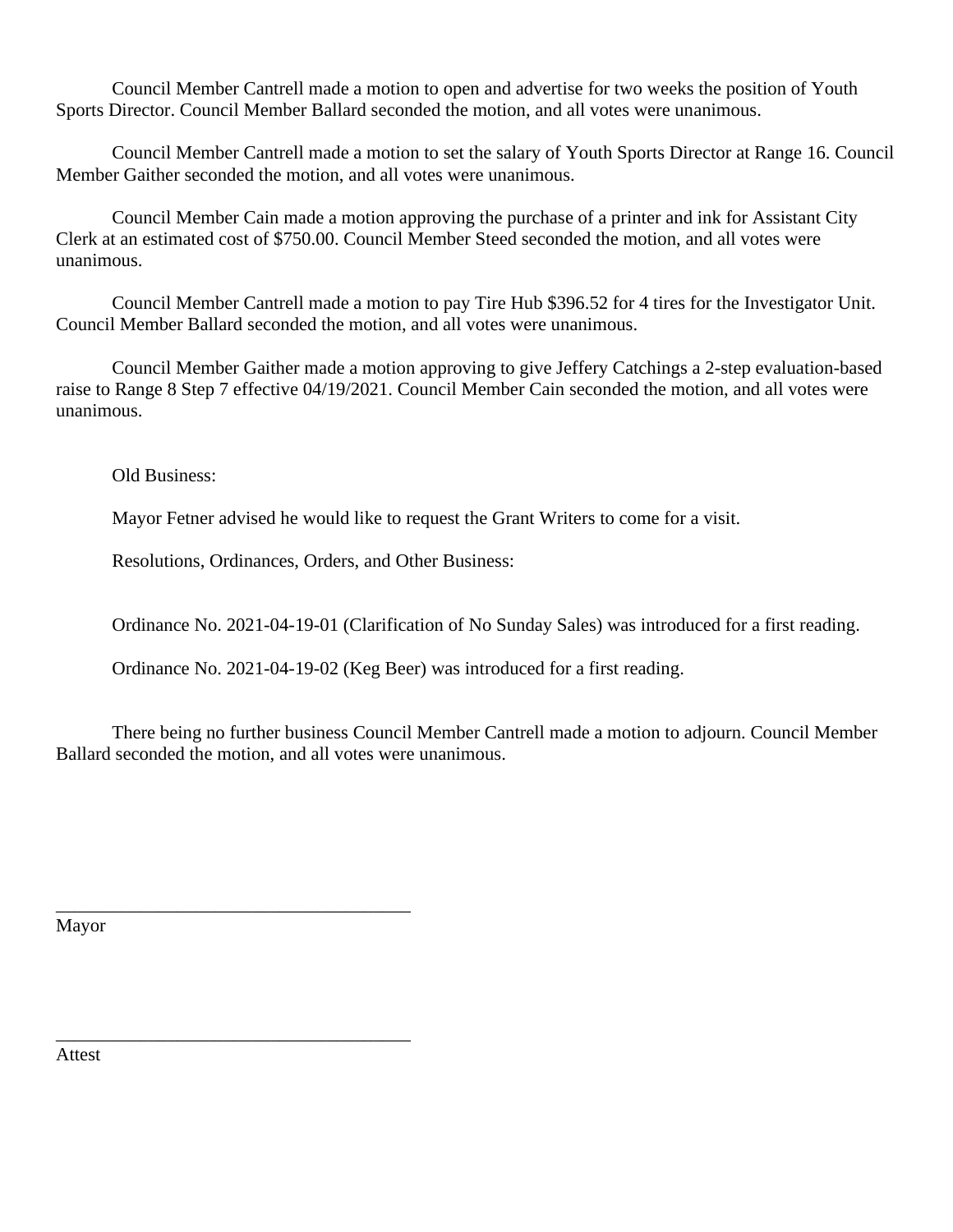Council Member Cantrell made a motion to open and advertise for two weeks the position of Youth Sports Director. Council Member Ballard seconded the motion, and all votes were unanimous.

Council Member Cantrell made a motion to set the salary of Youth Sports Director at Range 16. Council Member Gaither seconded the motion, and all votes were unanimous.

Council Member Cain made a motion approving the purchase of a printer and ink for Assistant City Clerk at an estimated cost of $750.00. Council Member Steed seconded the motion, and all votes were unanimous.

Council Member Cantrell made a motion to pay Tire Hub $396.52 for 4 tires for the Investigator Unit. Council Member Ballard seconded the motion, and all votes were unanimous.

Council Member Gaither made a motion approving to give Jeffery Catchings a 2-step evaluation-based raise to Range 8 Step 7 effective 04/19/2021. Council Member Cain seconded the motion, and all votes were unanimous.

Old Business:

Mayor Fetner advised he would like to request the Grant Writers to come for a visit.

Resolutions, Ordinances, Orders, and Other Business:

Ordinance No. 2021-04-19-01 (Clarification of No Sunday Sales) was introduced for a first reading.

Ordinance No. 2021-04-19-02 (Keg Beer) was introduced for a first reading.

There being no further business Council Member Cantrell made a motion to adjourn. Council Member Ballard seconded the motion, and all votes were unanimous.

\_\_\_\_\_\_\_\_\_\_\_\_\_\_\_\_\_\_\_\_\_\_\_\_\_\_\_\_\_\_\_\_\_\_\_\_\_\_\_\_

Mayor

\_\_\_\_\_\_\_\_\_\_\_\_\_\_\_\_\_\_\_\_\_\_\_\_\_\_\_\_\_\_\_\_\_\_\_\_\_\_\_\_

Attest